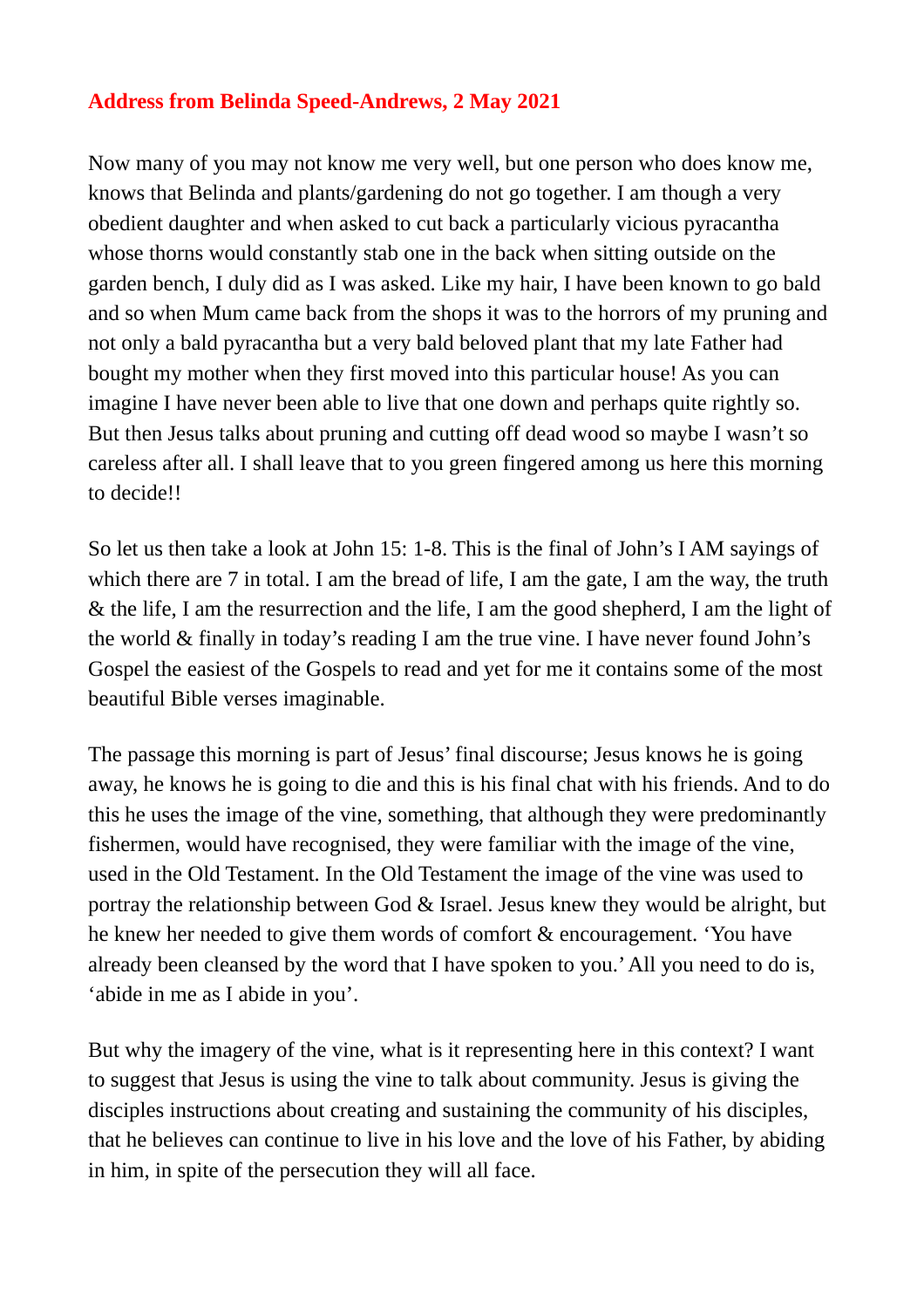## Address from Belinda Speed-Andrews, 2 May 2021

Now many of you may not know me very well, but one person who does know me, knows that Belinda and plants/gardening do not go together. I am though a very obedient daughter and when asked to cut back a particularly vicious pyracantha whose thorns would constantly stab one in the back when sitting outside on the garden bench, I duly did as I was asked. Like my hair, I have been known to go bald and so when Mum came back from the shops it was to the horrors of my pruning and not only a bald pyracantha but a very bald beloved plant that my late Father had bought my mother when they first moved into this particular house! As you can imagine I have never been able to live that one down and perhaps quite rightly so. But then Jesus talks about pruning and cutting off dead wood so maybe I wasn't so careless after all. I shall leave that to you green fingered among us here this morning to decide!!

So let us then take a look at John 15: 1-8. This is the final of John's I AM sayings of which there are 7 in total. I am the bread of life, I am the gate, I am the way, the truth & the life, I am the resurrection and the life, I am the good shepherd, I am the light of the world & finally in today's reading I am the true vine. I have never found John's Gospel the easiest of the Gospels to read and yet for me it contains some of the most beautiful Bible verses imaginable.

The passage this morning is part of Jesus' final discourse; Jesus knows he is going away, he knows he is going to die and this is his final chat with his friends. And to do this he uses the image of the vine, something, that although they were predominantly fishermen, would have recognised, they were familiar with the image of the vine, used in the Old Testament. In the Old Testament the image of the vine was used to portray the relationship between God & Israel. Jesus knew they would be alright, but he knew her needed to give them words of comfort & encouragement. 'You have already been cleansed by the word that I have spoken to you.' All you need to do is, 'abide in me as I abide in you'.

But why the imagery of the vine, what is it representing here in this context? I want to suggest that Jesus is using the vine to talk about community. Jesus is giving the disciples instructions about creating and sustaining the community of his disciples, that he believes can continue to live in his love and the love of his Father, by abiding in him, in spite of the persecution they will all face.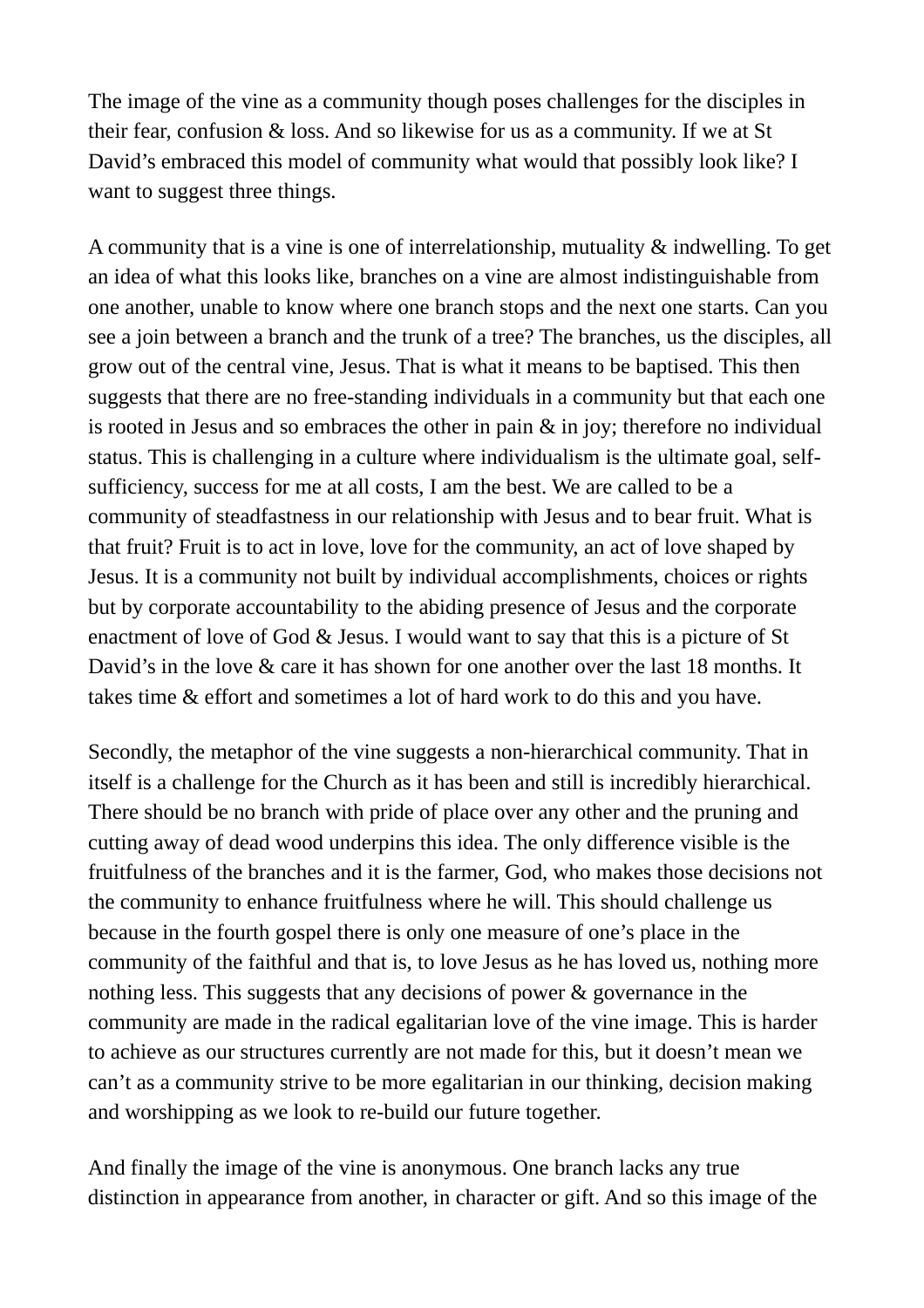The image of the vine as a community though poses challenges for the disciples in their fear, confusion & loss. And so likewise for us as a community. If we at St David's embraced this model of community what would that possibly look like? I want to suggest three things.

A community that is a vine is one of interrelationship, mutuality & indwelling. To get an idea of what this looks like, branches on a vine are almost indistinguishable from one another, unable to know where one branch stops and the next one starts. Can you see a join between a branch and the trunk of a tree? The branches, us the disciples, all grow out of the central vine, Jesus. That is what it means to be baptised. This then suggests that there are no free-standing individuals in a community but that each one is rooted in Jesus and so embraces the other in pain & in joy; therefore no individual status. This is challenging in a culture where individualism is the ultimate goal, self-sufficiency, success for me at all costs, I am the best. We are called to be a community of steadfastness in our relationship with Jesus and to bear fruit. What is that fruit? Fruit is to act in love, love for the community, an act of love shaped by Jesus. It is a community not built by individual accomplishments, choices or rights but by corporate accountability to the abiding presence of Jesus and the corporate enactment of love of God & Jesus. I would want to say that this is a picture of St David's in the love & care it has shown for one another over the last 18 months. It takes time & effort and sometimes a lot of hard work to do this and you have.

Secondly, the metaphor of the vine suggests a non-hierarchical community. That in itself is a challenge for the Church as it has been and still is incredibly hierarchical. There should be no branch with pride of place over any other and the pruning and cutting away of dead wood underpins this idea. The only difference visible is the fruitfulness of the branches and it is the farmer, God, who makes those decisions not the community to enhance fruitfulness where he will. This should challenge us because in the fourth gospel there is only one measure of one's place in the community of the faithful and that is, to love Jesus as he has loved us, nothing more nothing less. This suggests that any decisions of power & governance in the community are made in the radical egalitarian love of the vine image. This is harder to achieve as our structures currently are not made for this, but it doesn't mean we can't as a community strive to be more egalitarian in our thinking, decision making and worshipping as we look to re-build our future together.

And finally the image of the vine is anonymous. One branch lacks any true distinction in appearance from another, in character or gift. And so this image of the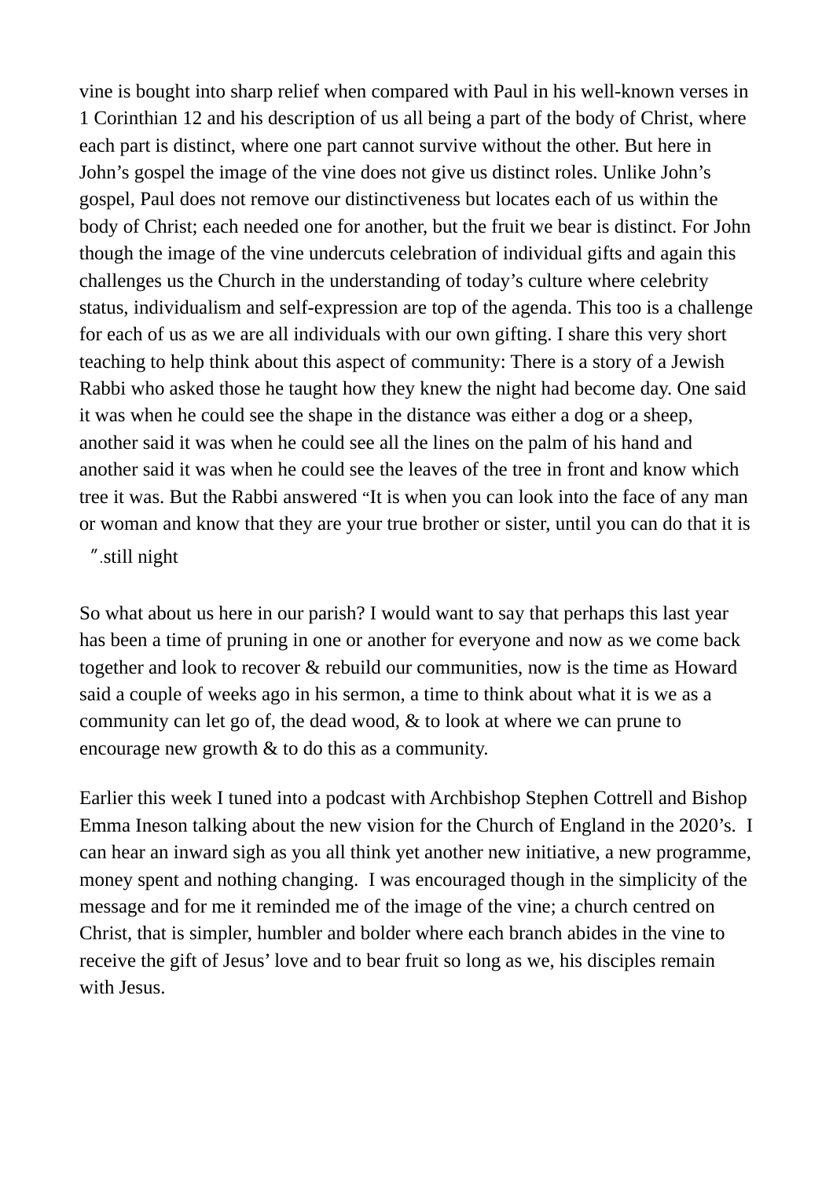vine is bought into sharp relief when compared with Paul in his well-known verses in 1 Corinthian 12 and his description of us all being a part of the body of Christ, where each part is distinct, where one part cannot survive without the other. But here in John's gospel the image of the vine does not give us distinct roles. Unlike John's gospel, Paul does not remove our distinctiveness but locates each of us within the body of Christ; each needed one for another, but the fruit we bear is distinct. For John though the image of the vine undercuts celebration of individual gifts and again this challenges us the Church in the understanding of today's culture where celebrity status, individualism and self-expression are top of the agenda. This too is a challenge for each of us as we are all individuals with our own gifting. I share this very short teaching to help think about this aspect of community: There is a story of a Jewish Rabbi who asked those he taught how they knew the night had become day. One said it was when he could see the shape in the distance was either a dog or a sheep, another said it was when he could see all the lines on the palm of his hand and another said it was when he could see the leaves of the tree in front and know which tree it was. But the Rabbi answered "It is when you can look into the face of any man or woman and know that they are your true brother or sister, until you can do that it is still night."

So what about us here in our parish? I would want to say that perhaps this last year has been a time of pruning in one or another for everyone and now as we come back together and look to recover & rebuild our communities, now is the time as Howard said a couple of weeks ago in his sermon, a time to think about what it is we as a community can let go of, the dead wood, & to look at where we can prune to encourage new growth & to do this as a community.

Earlier this week I tuned into a podcast with Archbishop Stephen Cottrell and Bishop Emma Ineson talking about the new vision for the Church of England in the 2020's. I can hear an inward sigh as you all think yet another new initiative, a new programme, money spent and nothing changing. I was encouraged though in the simplicity of the message and for me it reminded me of the image of the vine; a church centred on Christ, that is simpler, humbler and bolder where each branch abides in the vine to receive the gift of Jesus' love and to bear fruit so long as we, his disciples remain with Jesus.